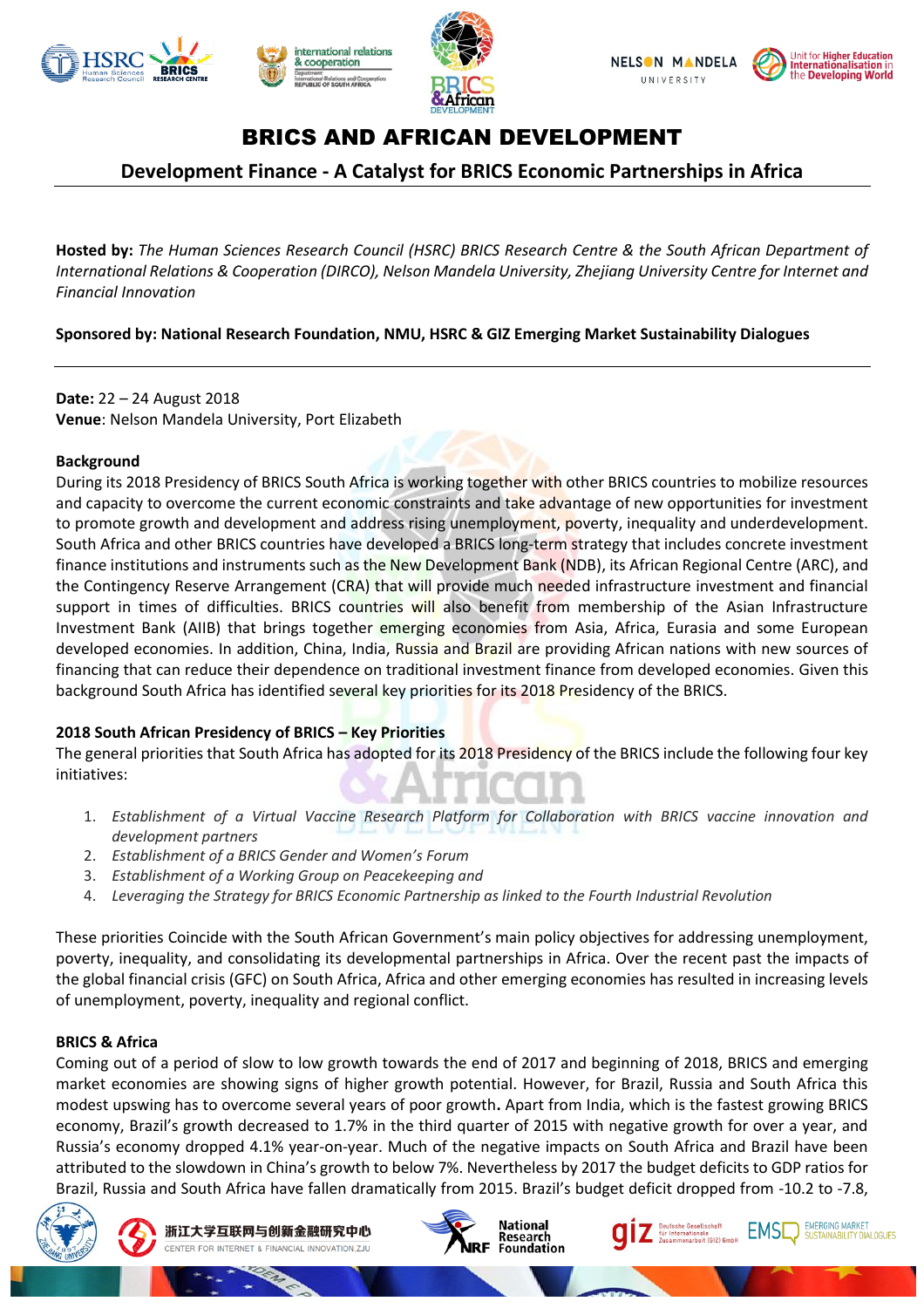# BRICS AND AFRICAN DEVELOPMENT

## Development Finance - A Catalyst for BRICS Economic Partnerships in Africa

**Hosted by:** *The Human Sciences Research Council (HSRC) BRICS Research Centre & the South African Department of International Relations & Cooperation (DIRCO), Nelson Mandela University, Zhejiang University Centre for Internet and Financial Innovation*

**Sponsored by: National Research Foundation, NMU, HSRC & GIZ Emerging Market Sustainability Dialogues**

**Date:** 22 – 24 August 2018
**Venue**: Nelson Mandela University, Port Elizabeth

### Background

During its 2018 Presidency of BRICS South Africa is working together with other BRICS countries to mobilize resources and capacity to overcome the current economic constraints and take advantage of new opportunities for investment to promote growth and development and address rising unemployment, poverty, inequality and underdevelopment. South Africa and other BRICS countries have developed a BRICS long-term strategy that includes concrete investment finance institutions and instruments such as the New Development Bank (NDB), its African Regional Centre (ARC), and the Contingency Reserve Arrangement (CRA) that will provide much needed infrastructure investment and financial support in times of difficulties. BRICS countries will also benefit from membership of the Asian Infrastructure Investment Bank (AIIB) that brings together emerging economies from Asia, Africa, Eurasia and some European developed economies. In addition, China, India, Russia and Brazil are providing African nations with new sources of financing that can reduce their dependence on traditional investment finance from developed economies. Given this background South Africa has identified several key priorities for its 2018 Presidency of the BRICS.

### 2018 South African Presidency of BRICS – Key Priorities

The general priorities that South Africa has adopted for its 2018 Presidency of the BRICS include the following four key initiatives:

1. *Establishment of a Virtual Vaccine Research Platform for Collaboration with BRICS vaccine innovation and development partners*
2. *Establishment of a BRICS Gender and Women's Forum*
3. *Establishment of a Working Group on Peacekeeping and*
4. *Leveraging the Strategy for BRICS Economic Partnership as linked to the Fourth Industrial Revolution*

These priorities Coincide with the South African Government's main policy objectives for addressing unemployment, poverty, inequality, and consolidating its developmental partnerships in Africa. Over the recent past the impacts of the global financial crisis (GFC) on South Africa, Africa and other emerging economies has resulted in increasing levels of unemployment, poverty, inequality and regional conflict.

### BRICS & Africa

Coming out of a period of slow to low growth towards the end of 2017 and beginning of 2018, BRICS and emerging market economies are showing signs of higher growth potential. However, for Brazil, Russia and South Africa this modest upswing has to overcome several years of poor growth**.** Apart from India, which is the fastest growing BRICS economy, Brazil's growth decreased to 1.7% in the third quarter of 2015 with negative growth for over a year, and Russia's economy dropped 4.1% year-on-year. Much of the negative impacts on South Africa and Brazil have been attributed to the slowdown in China's growth to below 7%. Nevertheless by 2017 the budget deficits to GDP ratios for Brazil, Russia and South Africa have fallen dramatically from 2015. Brazil's budget deficit dropped from -10.2 to -7.8,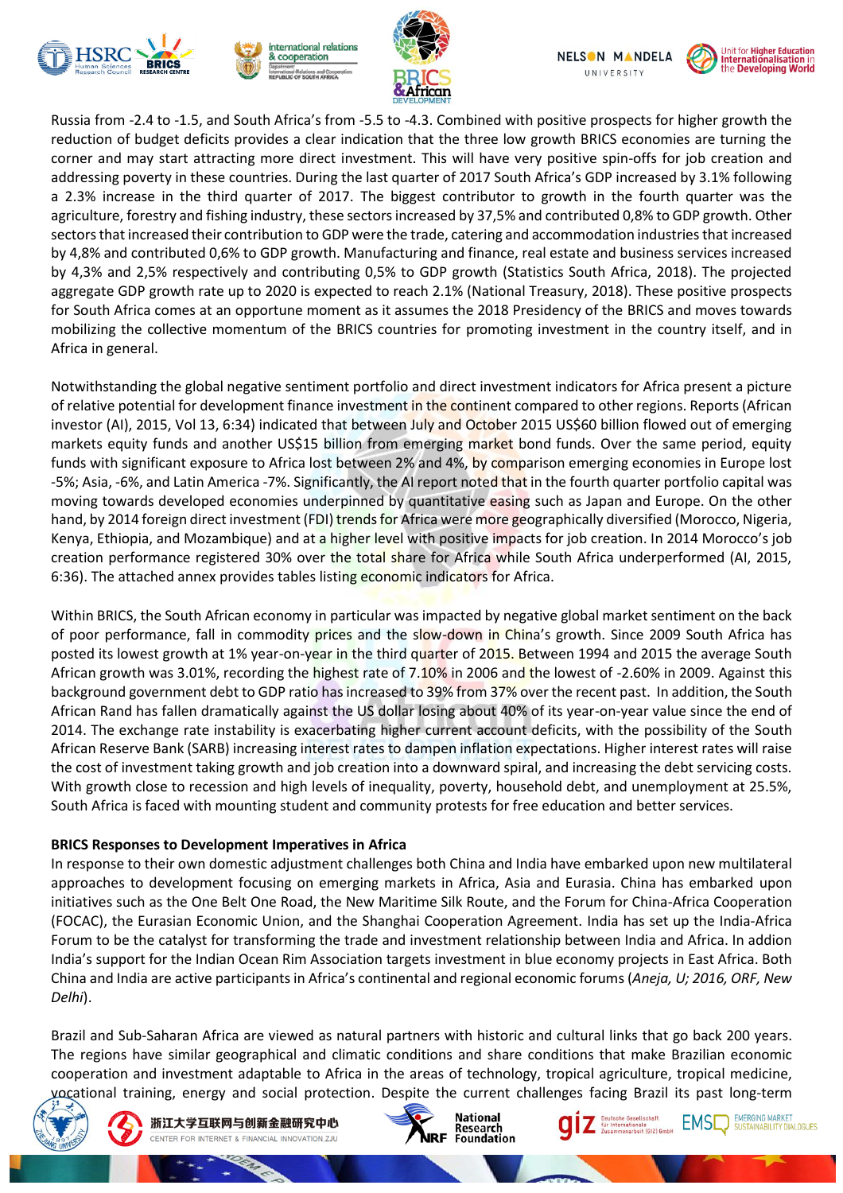Russia from -2.4 to -1.5, and South Africa's from -5.5 to -4.3. Combined with positive prospects for higher growth the reduction of budget deficits provides a clear indication that the three low growth BRICS economies are turning the corner and may start attracting more direct investment. This will have very positive spin-offs for job creation and addressing poverty in these countries. During the last quarter of 2017 South Africa's GDP increased by 3.1% following a 2.3% increase in the third quarter of 2017. The biggest contributor to growth in the fourth quarter was the agriculture, forestry and fishing industry, these sectors increased by 37,5% and contributed 0,8% to GDP growth. Other sectors that increased their contribution to GDP were the trade, catering and accommodation industries that increased by 4,8% and contributed 0,6% to GDP growth. Manufacturing and finance, real estate and business services increased by 4,3% and 2,5% respectively and contributing 0,5% to GDP growth (Statistics South Africa, 2018). The projected aggregate GDP growth rate up to 2020 is expected to reach 2.1% (National Treasury, 2018). These positive prospects for South Africa comes at an opportune moment as it assumes the 2018 Presidency of the BRICS and moves towards mobilizing the collective momentum of the BRICS countries for promoting investment in the country itself, and in Africa in general.

Notwithstanding the global negative sentiment portfolio and direct investment indicators for Africa present a picture of relative potential for development finance investment in the continent compared to other regions. Reports (African investor (AI), 2015, Vol 13, 6:34) indicated that between July and October 2015 US$60 billion flowed out of emerging markets equity funds and another US$15 billion from emerging market bond funds. Over the same period, equity funds with significant exposure to Africa lost between 2% and 4%, by comparison emerging economies in Europe lost -5%; Asia, -6%, and Latin America -7%. Significantly, the AI report noted that in the fourth quarter portfolio capital was moving towards developed economies underpinned by quantitative easing such as Japan and Europe. On the other hand, by 2014 foreign direct investment (FDI) trends for Africa were more geographically diversified (Morocco, Nigeria, Kenya, Ethiopia, and Mozambique) and at a higher level with positive impacts for job creation. In 2014 Morocco's job creation performance registered 30% over the total share for Africa while South Africa underperformed (AI, 2015, 6:36). The attached annex provides tables listing economic indicators for Africa.

Within BRICS, the South African economy in particular was impacted by negative global market sentiment on the back of poor performance, fall in commodity prices and the slow-down in China's growth. Since 2009 South Africa has posted its lowest growth at 1% year-on-year in the third quarter of 2015. Between 1994 and 2015 the average South African growth was 3.01%, recording the highest rate of 7.10% in 2006 and the lowest of -2.60% in 2009. Against this background government debt to GDP ratio has increased to 39% from 37% over the recent past. In addition, the South African Rand has fallen dramatically against the US dollar losing about 40% of its year-on-year value since the end of 2014. The exchange rate instability is exacerbating higher current account deficits, with the possibility of the South African Reserve Bank (SARB) increasing interest rates to dampen inflation expectations. Higher interest rates will raise the cost of investment taking growth and job creation into a downward spiral, and increasing the debt servicing costs. With growth close to recession and high levels of inequality, poverty, household debt, and unemployment at 25.5%, South Africa is faced with mounting student and community protests for free education and better services.

**BRICS Responses to Development Imperatives in Africa**

In response to their own domestic adjustment challenges both China and India have embarked upon new multilateral approaches to development focusing on emerging markets in Africa, Asia and Eurasia. China has embarked upon initiatives such as the One Belt One Road, the New Maritime Silk Route, and the Forum for China-Africa Cooperation (FOCAC), the Eurasian Economic Union, and the Shanghai Cooperation Agreement. India has set up the India-Africa Forum to be the catalyst for transforming the trade and investment relationship between India and Africa. In addion India's support for the Indian Ocean Rim Association targets investment in blue economy projects in East Africa. Both China and India are active participants in Africa's continental and regional economic forums (*Aneja, U; 2016, ORF, New Delhi*).

Brazil and Sub-Saharan Africa are viewed as natural partners with historic and cultural links that go back 200 years. The regions have similar geographical and climatic conditions and share conditions that make Brazilian economic cooperation and investment adaptable to Africa in the areas of technology, tropical agriculture, tropical medicine, vocational training, energy and social protection. Despite the current challenges facing Brazil its past long-term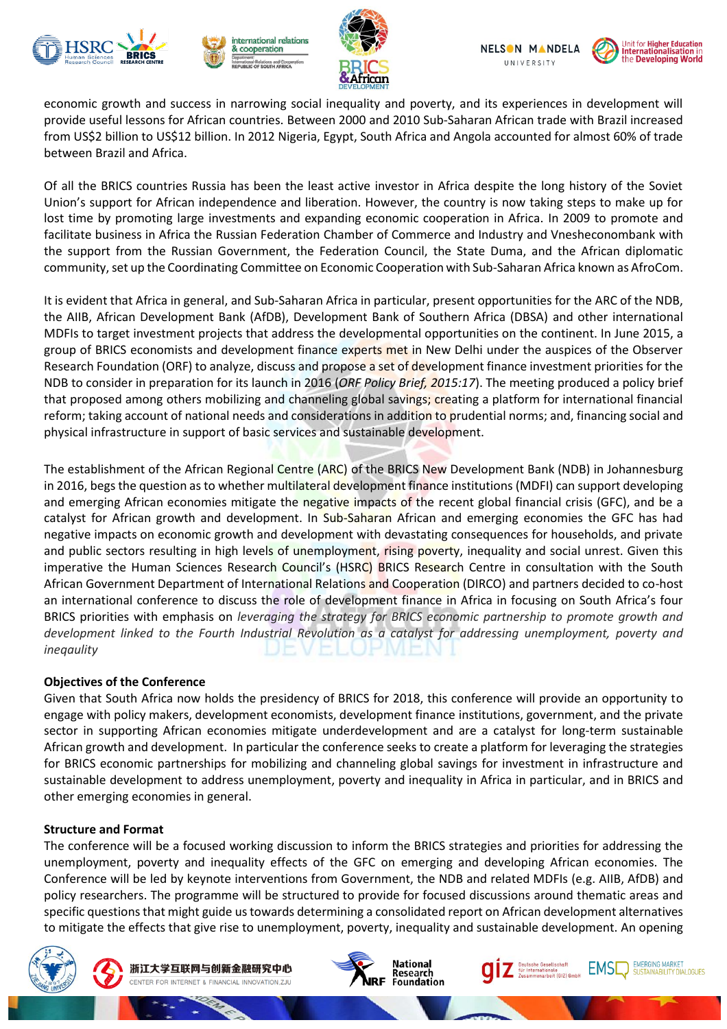economic growth and success in narrowing social inequality and poverty, and its experiences in development will provide useful lessons for African countries. Between 2000 and 2010 Sub-Saharan African trade with Brazil increased from US$2 billion to US$12 billion. In 2012 Nigeria, Egypt, South Africa and Angola accounted for almost 60% of trade between Brazil and Africa.

Of all the BRICS countries Russia has been the least active investor in Africa despite the long history of the Soviet Union's support for African independence and liberation. However, the country is now taking steps to make up for lost time by promoting large investments and expanding economic cooperation in Africa. In 2009 to promote and facilitate business in Africa the Russian Federation Chamber of Commerce and Industry and Vnesheconombank with the support from the Russian Government, the Federation Council, the State Duma, and the African diplomatic community, set up the Coordinating Committee on Economic Cooperation with Sub-Saharan Africa known as AfroCom.

It is evident that Africa in general, and Sub-Saharan Africa in particular, present opportunities for the ARC of the NDB, the AIIB, African Development Bank (AfDB), Development Bank of Southern Africa (DBSA) and other international MDFIs to target investment projects that address the developmental opportunities on the continent. In June 2015, a group of BRICS economists and development finance experts met in New Delhi under the auspices of the Observer Research Foundation (ORF) to analyze, discuss and propose a set of development finance investment priorities for the NDB to consider in preparation for its launch in 2016 (*ORF Policy Brief, 2015:17*). The meeting produced a policy brief that proposed among others mobilizing and channeling global savings; creating a platform for international financial reform; taking account of national needs and considerations in addition to prudential norms; and, financing social and physical infrastructure in support of basic services and sustainable development.

The establishment of the African Regional Centre (ARC) of the BRICS New Development Bank (NDB) in Johannesburg in 2016, begs the question as to whether multilateral development finance institutions (MDFI) can support developing and emerging African economies mitigate the negative impacts of the recent global financial crisis (GFC), and be a catalyst for African growth and development. In Sub-Saharan African and emerging economies the GFC has had negative impacts on economic growth and development with devastating consequences for households, and private and public sectors resulting in high levels of unemployment, rising poverty, inequality and social unrest. Given this imperative the Human Sciences Research Council's (HSRC) BRICS Research Centre in consultation with the South African Government Department of International Relations and Cooperation (DIRCO) and partners decided to co-host an international conference to discuss the role of development finance in Africa in focusing on South Africa's four BRICS priorities with emphasis on *leveraging the strategy for BRICS economic partnership to promote growth and development linked to the Fourth Industrial Revolution as a catalyst for addressing unemployment, poverty and ineqaulity*

**Objectives of the Conference**

Given that South Africa now holds the presidency of BRICS for 2018, this conference will provide an opportunity to engage with policy makers, development economists, development finance institutions, government, and the private sector in supporting African economies mitigate underdevelopment and are a catalyst for long-term sustainable African growth and development. In particular the conference seeks to create a platform for leveraging the strategies for BRICS economic partnerships for mobilizing and channeling global savings for investment in infrastructure and sustainable development to address unemployment, poverty and inequality in Africa in particular, and in BRICS and other emerging economies in general.

**Structure and Format**

The conference will be a focused working discussion to inform the BRICS strategies and priorities for addressing the unemployment, poverty and inequality effects of the GFC on emerging and developing African economies. The Conference will be led by keynote interventions from Government, the NDB and related MDFIs (e.g. AIIB, AfDB) and policy researchers. The programme will be structured to provide for focused discussions around thematic areas and specific questions that might guide us towards determining a consolidated report on African development alternatives to mitigate the effects that give rise to unemployment, poverty, inequality and sustainable development. An opening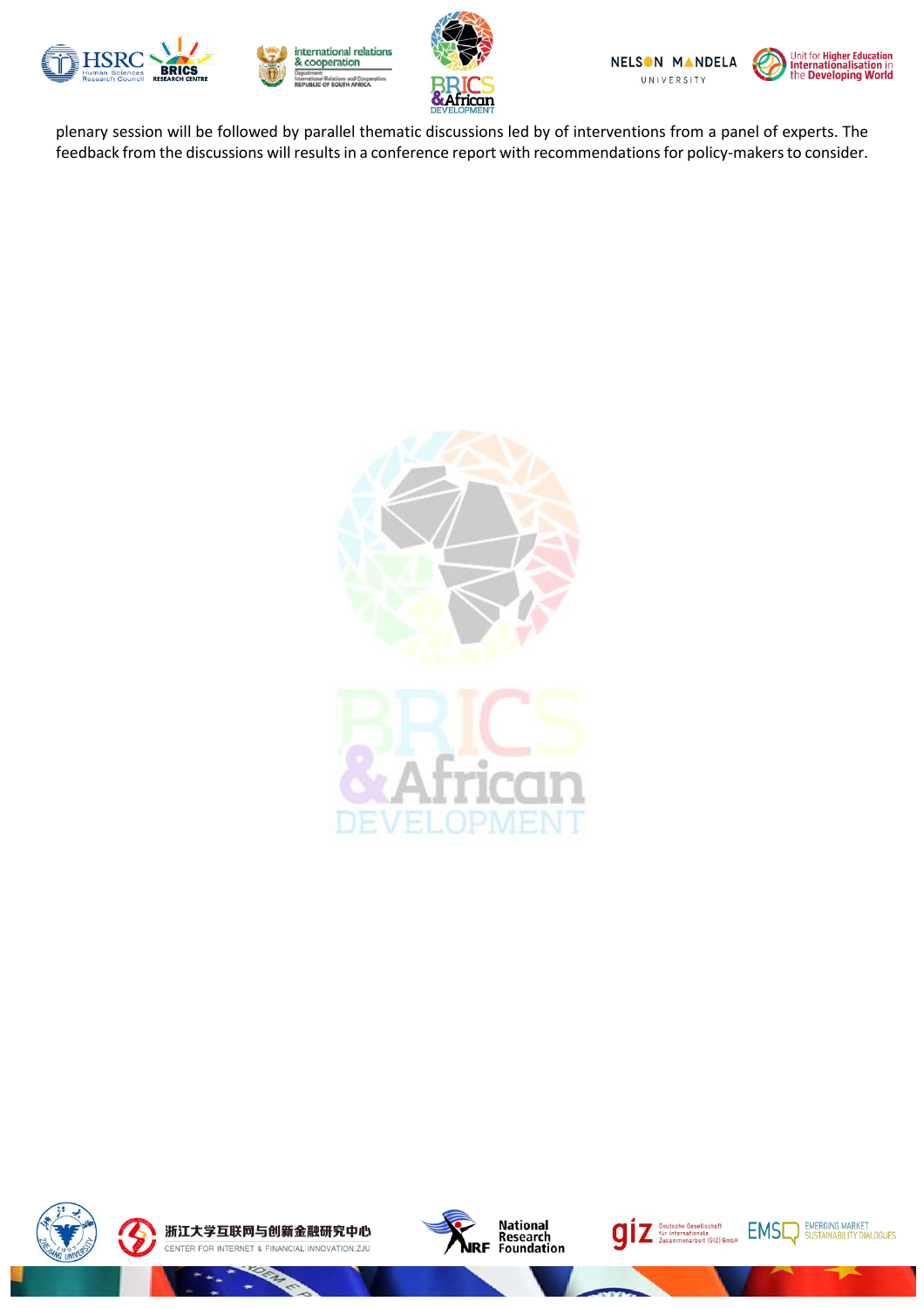plenary session will be followed by parallel thematic discussions led by of interventions from a panel of experts. The feedback from the discussions will results in a conference report with recommendations for policy-makers to consider.